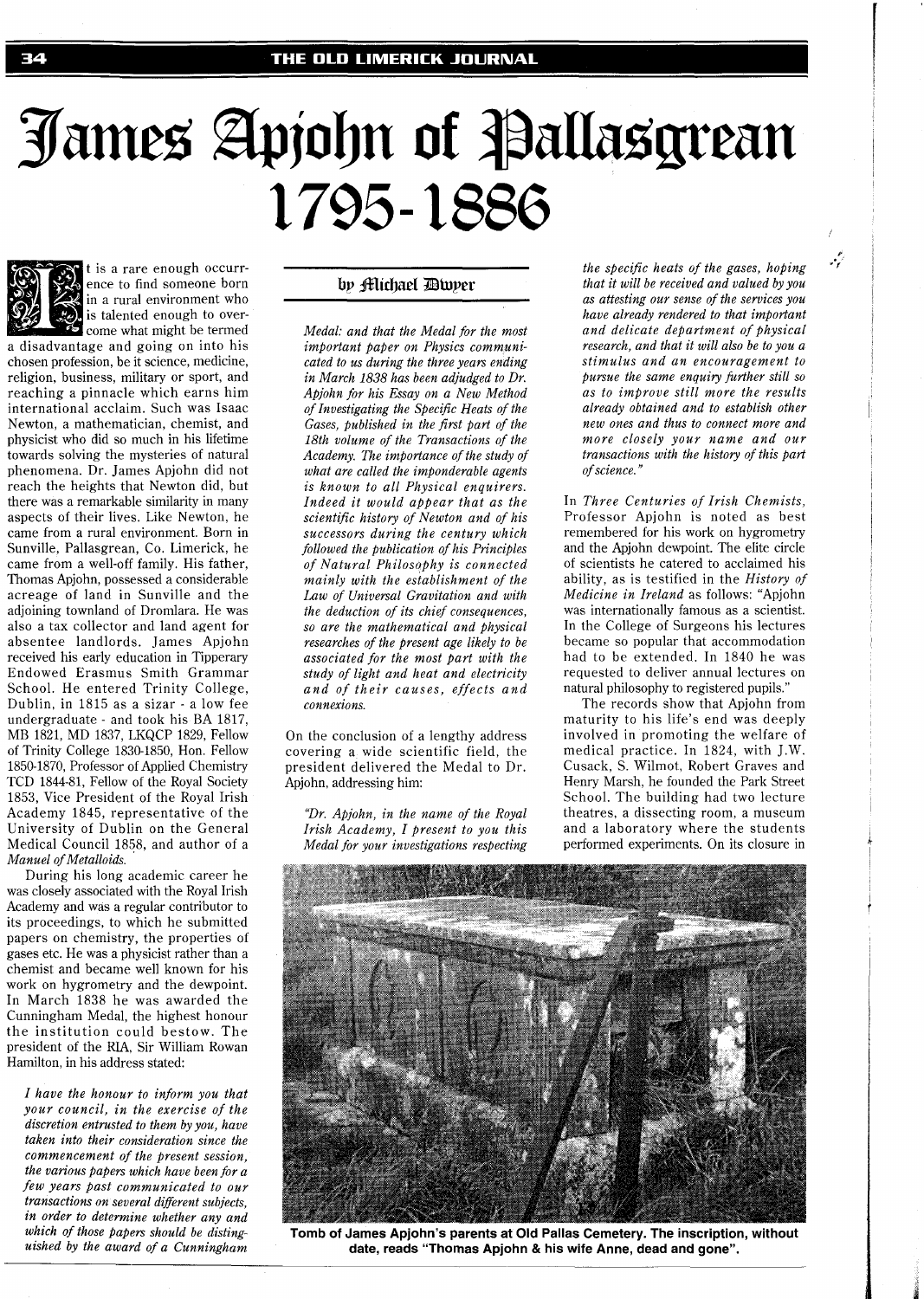# James Apjohn of Pallasgrean 1795-1886

**by Michael Dwyer**

It is a rare enough occurrence to find someone born in a rural environment who is talented enough to overcome what might be termed a disadvantage and going on into his chosen profession, be it science, medicine, religion, business, military or sport, and reaching a pinnacle which earns him international acclaim. Such was Isaac Newton, a mathematician, chemist, and physicist who did so much in his lifetime towards solving the mysteries of natural phenomena. Dr. James Apjohn did not reach the heights that Newton did, but there was a remarkable similarity in many aspects of their lives. Like Newton, he came from a rural environment. Born in Sunville, Pallasgrean, Co. Limerick, he came from a well-off family. His father, Thomas Apjohn, possessed a considerable acreage of land in Sunville and the adjoining townland of Dromlara. He was also a tax collector and land agent for absentee landlords. James Apjohn received his early education in Tipperary Endowed Erasmus Smith Grammar School. He entered Trinity College, Dublin, in 1815 as a sizar - a low fee undergraduate - and took his BA 1817, MB 1821, MD 1837, LKQCP 1829, Fellow of Trinity College 1830-1850, Hon. Fellow 1850-1870, Professor of Applied Chemistry TCD 1844-81, Fellow of the Royal Society 1853, Vice President of the Royal Irish Academy 1845, representative of the University of Dublin on the General Medical Council 1858, and author of a *Manuel of Metalloids.*

During his long academic career he was closely associated with the Royal Irish Academy and was a regular contributor to its proceedings, to which he submitted papers on chemistry, the properties of gases etc. He was a physicist rather than a chemist and became well known for his work on hygrometry and the dewpoint. In March 1838 he was awarded the Cunningham Medal, the highest honour the institution could bestow. The president of the RIA, Sir William Rowan Hamilton, in his address stated:

> *I have the honour to inform you that your council, in the exercise of the discretion entrusted to them by you, have taken into their consideration since the commencement of the present session, the various papers which have been for a few years past communicated to our transactions on several different subjects, in order to determine whether any and which of those papers should be distinguished by the award of a Cunningham Medal: and that the Medal for the most important paper on Physics communicated to us during the three years ending in March 1838 has been adjudged to Dr. Apjohn for his Essay on a New Method of Investigating the Specific Heats of the Gases, published in the first part of the 18th volume of the Transactions of the Academy. The importance of the study of what are called the imponderable agents is known to all Physical enquirers. Indeed it would appear that as the scientific history of Newton and of his successors during the century which followed the publication of his Principles of Natural Philosophy is connected mainly with the establishment of the Law of Universal Gravitation and with the deduction of its chief consequences, so are the mathematical and physical researches of the present age likely to be associated for the most part with the study of light and heat and electricity and of their causes, effects and connexions.*

On the conclusion of a lengthy address covering a wide scientific field, the president delivered the Medal to Dr. Apjohn, addressing him:

> *"Dr. Apjohn, in the name of the Royal Irish Academy, I present to you this Medal for your investigations respecting the specific heats of the gases, hoping that it will be received and valued by you as attesting our sense of the services you have already rendered to that important and delicate department of physical research, and that it will also be to you a stimulus and an encouragement to pursue the same enquiry further still so as to improve still more the results already obtained and to establish other new ones and thus to connect more and more closely your name and our transactions with the history of this part of science."*

In *Three Centuries of Irish Chemists*, Professor Apjohn is noted as best remembered for his work on hygrometry and the Apjohn dewpoint. The elite circle of scientists he catered to acclaimed his ability, as is testified in the *History of Medicine in Ireland* as follows: "Apjohn was internationally famous as a scientist. In the College of Surgeons his lectures became so popular that accommodation had to be extended. In 1840 he was requested to deliver annual lectures on natural philosophy to registered pupils."

The records show that Apjohn from maturity to his life's end was deeply involved in promoting the welfare of medical practice. In 1824, with J.W. Cusack, S. Wilmot, Robert Graves and Henry Marsh, he founded the Park Street School. The building had two lecture theatres, a dissecting room, a museum and a laboratory where the students performed experiments. On its closure in

**Tomb of James Apjohn's parents at Old Pallas Cemetery. The inscription, without date, reads "Thomas Apjohn & his wife Anne, dead and gone".**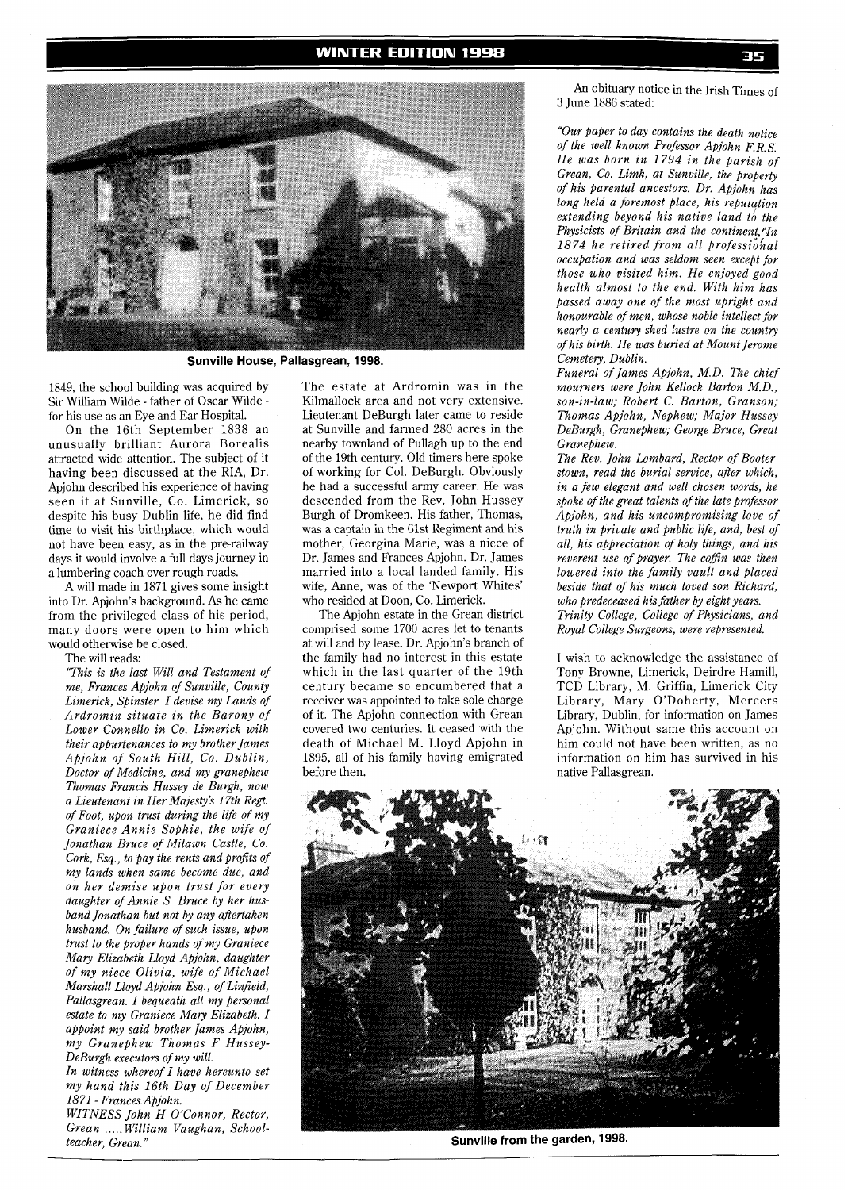Sunville House, Pallasgrean, 1998.

1849, the school building was acquired by Sir William Wilde - father of Oscar Wilde - for his use as an Eye and Ear Hospital.

On the 16th September 1838 an unusually brilliant Aurora Borealis attracted wide attention. The subject of it having been discussed at the RIA, Dr. Apjohn described his experience of having seen it at Sunville, Co. Limerick, so despite his busy Dublin life, he did find time to visit his birthplace, which would not have been easy, as in the pre-railway days it would involve a full days journey in a lumbering coach over rough roads.

A will made in 1871 gives some insight into Dr. Apjohn's background. As he came from the privileged class of his period, many doors were open to him which would otherwise be closed.

The will reads:

*"This is the last Will and Testament of me, Frances Apjohn of Sunville, County Limerick, Spinster. I devise my Lands of Ardromin situate in the Barony of Lower Connello in Co. Limerick with their appurtenances to my brother James Apjohn of South Hill, Co. Dublin, Doctor of Medicine, and my granephew Thomas Francis Hussey de Burgh, now a Lieutenant in Her Majesty's 17th Regt. of Foot, upon trust during the life of my Graniece Annie Sophie, the wife of Jonathan Bruce of Milawn Castle, Co. Cork, Esq., to pay the rents and profits of my lands when same become due, and on her demise upon trust for every daughter of Annie S. Bruce by her husband Jonathan but not by any aftertaken husband. On failure of such issue, upon trust to the proper hands of my Graniece Mary Elizabeth Lloyd Apjohn, daughter of my niece Olivia, wife of Michael Marshall Lloyd Apjohn Esq., of Linfield, Pallasgrean. I bequeath all my personal estate to my Graniece Mary Elizabeth. I appoint my said brother James Apjohn, my Granephew Thomas F Hussey-DeBurgh executors of my will.*

*In witness whereof I have hereunto set my hand this 16th Day of December 1871 - Frances Apjohn.*

*WITNESS John H O'Connor, Rector, Grean ..... William Vaughan, Schoolteacher, Grean."*

The estate at Ardromin was in the Kilmallock area and not very extensive. Lieutenant DeBurgh later came to reside at Sunville and farmed 280 acres in the nearby townland of Pullagh up to the end of the 19th century. Old timers here spoke of working for Col. DeBurgh. Obviously he had a successful army career. He was descended from the Rev. John Hussey Burgh of Dromkeen. His father, Thomas, was a captain in the 61st Regiment and his mother, Georgina Marie, was a niece of Dr. James and Frances Apjohn. Dr. James married into a local landed family. His wife, Anne, was of the 'Newport Whites' who resided at Doon, Co. Limerick.

The Apjohn estate in the Grean district comprised some 1700 acres let to tenants at will and by lease. Dr. Apjohn's branch of the family had no interest in this estate which in the last quarter of the 19th century became so encumbered that a receiver was appointed to take sole charge of it. The Apjohn connection with Grean covered two centuries. It ceased with the death of Michael M. Lloyd Apjohn in 1895, all of his family having emigrated before then.

An obituary notice in the Irish Times of 3 June 1886 stated:

*"Our paper to-day contains the death notice of the well known Professor Apjohn F.R.S. He was born in 1794 in the parish of Grean, Co. Limk, at Sunville, the property of his parental ancestors. Dr. Apjohn has long held a foremost place, his reputation extending beyond his native land to the Physicists of Britain and the continent. In 1874 he retired from all professional occupation and was seldom seen except for those who visited him. He enjoyed good health almost to the end. With him has passed away one of the most upright and honourable of men, whose noble intellect for nearly a century shed lustre on the country of his birth. He was buried at Mount Jerome Cemetery, Dublin.*

*Funeral of James Apjohn, M.D. The chief mourners were John Kellock Barton M.D., son-in-law; Robert C. Barton, Granson; Thomas Apjohn, Nephew; Major Hussey DeBurgh, Granephew; George Bruce, Great Granephew.*

*The Rev. John Lombard, Rector of Booterstown, read the burial service, after which, in a few elegant and well chosen words, he spoke of the great talents of the late professor Apjohn, and his uncompromising love of truth in private and public life, and, best of all, his appreciation of holy things, and his reverent use of prayer. The coffin was then lowered into the family vault and placed beside that of his much loved son Richard, who predeceased his father by eight years.*

*Trinity College, College of Physicians, and Royal College Surgeons, were represented.*

I wish to acknowledge the assistance of Tony Browne, Limerick, Deirdre Hamill, TCD Library, M. Griffin, Limerick City Library, Mary O'Doherty, Mercers Library, Dublin, for information on James Apjohn. Without same this account on him could not have been written, as no information on him has survived in his native Pallasgrean.

Sunville from the garden, 1998.